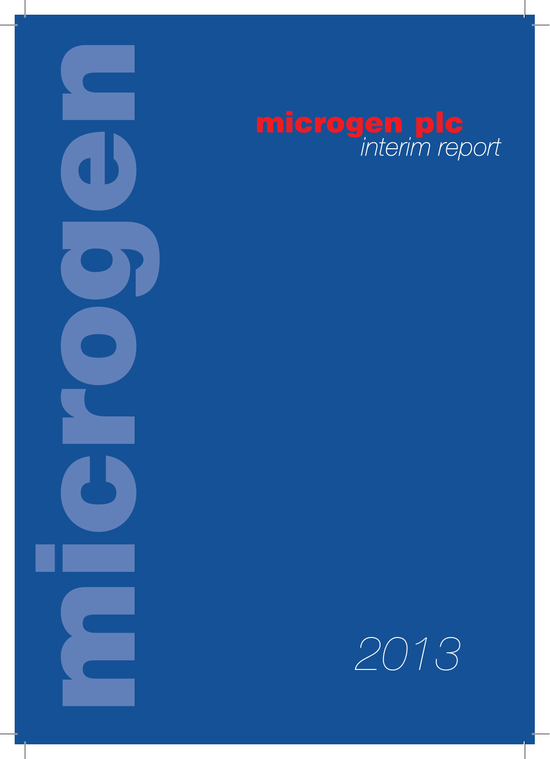microgen

# microgen plc

*interim report*

*2013*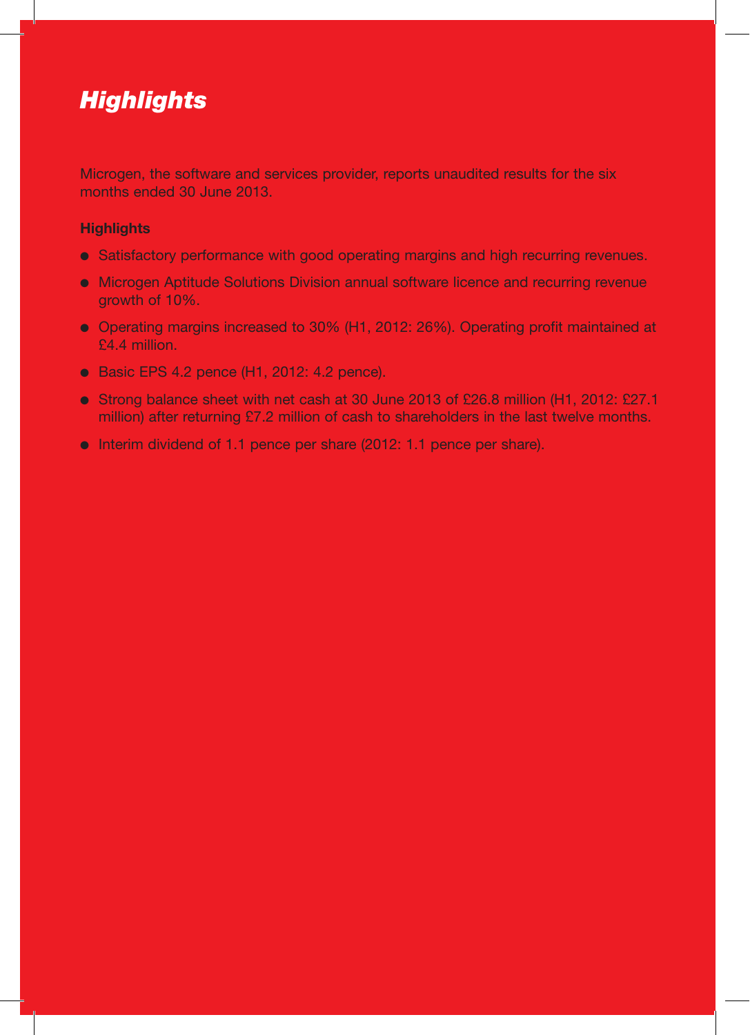# *Highlights*

Microgen, the software and services provider, reports unaudited results for the six months ended 30 June 2013.

**Highlights**

- Satisfactory performance with good operating margins and high recurring revenues.
- Microgen Aptitude Solutions Division annual software licence and recurring revenue growth of 10%.
- Operating margins increased to 30% (H1, 2012: 26%). Operating profit maintained at £4.4 million.
- Basic EPS 4.2 pence (H1, 2012: 4.2 pence).
- Strong balance sheet with net cash at 30 June 2013 of £26.8 million (H1, 2012: £27.1 million) after returning £7.2 million of cash to shareholders in the last twelve months.
- Interim dividend of 1.1 pence per share (2012: 1.1 pence per share).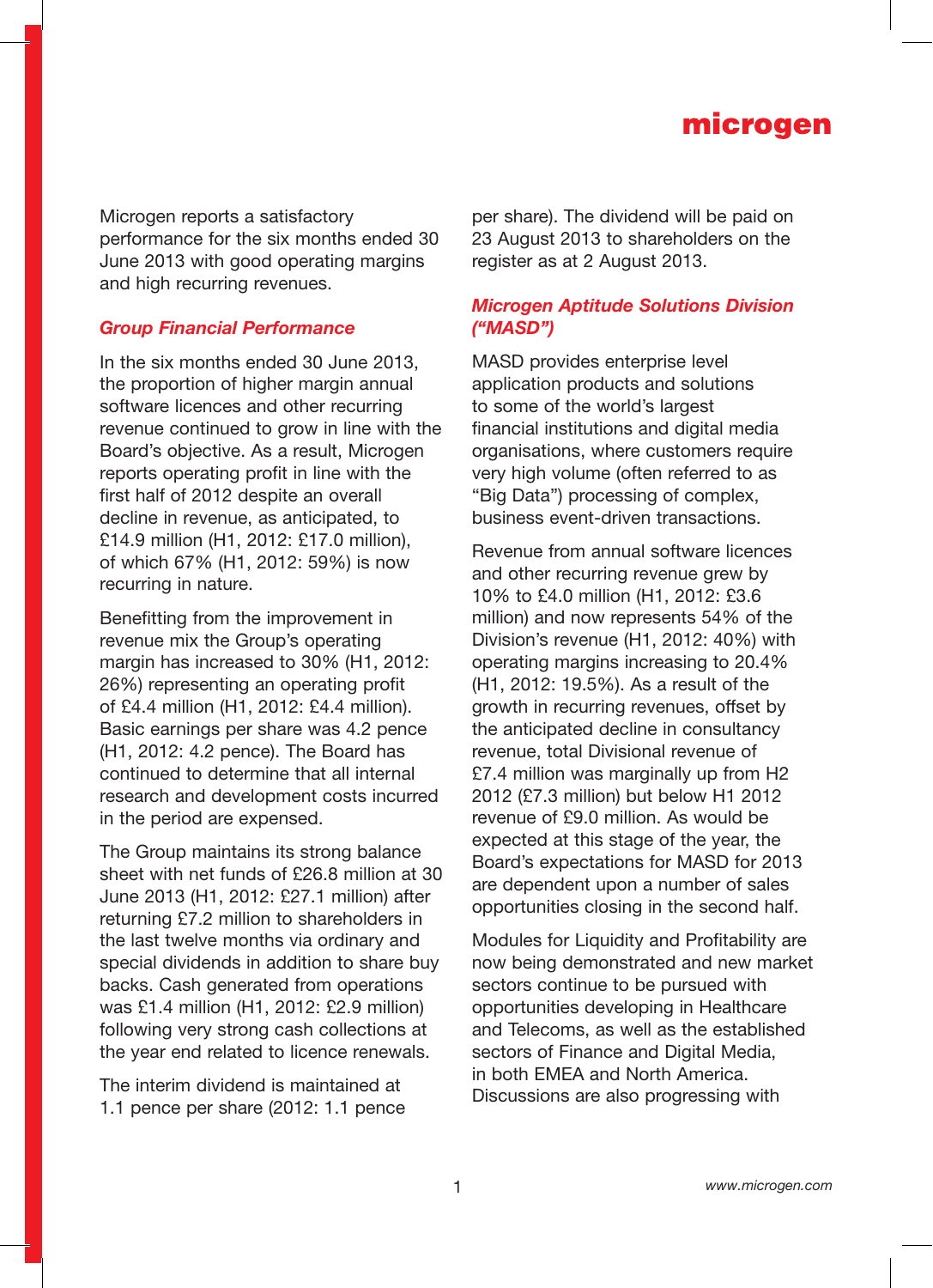Microgen reports a satisfactory performance for the six months ended 30 June 2013 with good operating margins and high recurring revenues.

## *Group Financial Performance*

In the six months ended 30 June 2013, the proportion of higher margin annual software licences and other recurring revenue continued to grow in line with the Board's objective. As a result, Microgen reports operating profit in line with the first half of 2012 despite an overall decline in revenue, as anticipated, to £14.9 million (H1, 2012: £17.0 million), of which 67% (H1, 2012: 59%) is now recurring in nature.

Benefitting from the improvement in revenue mix the Group's operating margin has increased to 30% (H1, 2012: 26%) representing an operating profit of £4.4 million (H1, 2012: £4.4 million). Basic earnings per share was 4.2 pence (H1, 2012: 4.2 pence). The Board has continued to determine that all internal research and development costs incurred in the period are expensed.

The Group maintains its strong balance sheet with net funds of £26.8 million at 30 June 2013 (H1, 2012: £27.1 million) after returning £7.2 million to shareholders in the last twelve months via ordinary and special dividends in addition to share buy backs. Cash generated from operations was £1.4 million (H1, 2012: £2.9 million) following very strong cash collections at the year end related to licence renewals.

The interim dividend is maintained at 1.1 pence per share (2012: 1.1 pence per share). The dividend will be paid on 23 August 2013 to shareholders on the register as at 2 August 2013.

## *Microgen Aptitude Solutions Division ("MASD")*

MASD provides enterprise level application products and solutions to some of the world's largest financial institutions and digital media organisations, where customers require very high volume (often referred to as "Big Data") processing of complex, business event-driven transactions.

Revenue from annual software licences and other recurring revenue grew by 10% to £4.0 million (H1, 2012: £3.6 million) and now represents 54% of the Division's revenue (H1, 2012: 40%) with operating margins increasing to 20.4% (H1, 2012: 19.5%). As a result of the growth in recurring revenues, offset by the anticipated decline in consultancy revenue, total Divisional revenue of £7.4 million was marginally up from H2 2012 (£7.3 million) but below H1 2012 revenue of £9.0 million. As would be expected at this stage of the year, the Board's expectations for MASD for 2013 are dependent upon a number of sales opportunities closing in the second half.

Modules for Liquidity and Profitability are now being demonstrated and new market sectors continue to be pursued with opportunities developing in Healthcare and Telecoms, as well as the established sectors of Finance and Digital Media, in both EMEA and North America. Discussions are also progressing with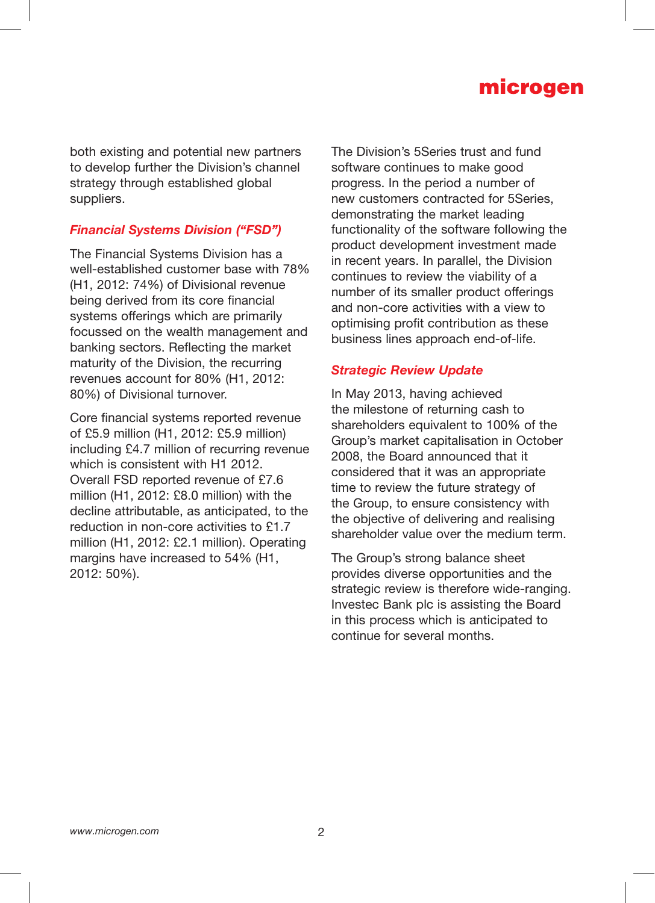both existing and potential new partners to develop further the Division's channel strategy through established global suppliers.

### *Financial Systems Division ("FSD")*

The Financial Systems Division has a well-established customer base with 78% (H1, 2012: 74%) of Divisional revenue being derived from its core financial systems offerings which are primarily focussed on the wealth management and banking sectors. Reflecting the market maturity of the Division, the recurring revenues account for 80% (H1, 2012: 80%) of Divisional turnover.

Core financial systems reported revenue of £5.9 million (H1, 2012: £5.9 million) including £4.7 million of recurring revenue which is consistent with H1 2012. Overall FSD reported revenue of £7.6 million (H1, 2012: £8.0 million) with the decline attributable, as anticipated, to the reduction in non-core activities to £1.7 million (H1, 2012: £2.1 million). Operating margins have increased to 54% (H1, 2012: 50%).

The Division's 5Series trust and fund software continues to make good progress. In the period a number of new customers contracted for 5Series, demonstrating the market leading functionality of the software following the product development investment made in recent years. In parallel, the Division continues to review the viability of a number of its smaller product offerings and non-core activities with a view to optimising profit contribution as these business lines approach end-of-life.

### *Strategic Review Update*

In May 2013, having achieved the milestone of returning cash to shareholders equivalent to 100% of the Group's market capitalisation in October 2008, the Board announced that it considered that it was an appropriate time to review the future strategy of the Group, to ensure consistency with the objective of delivering and realising shareholder value over the medium term.

The Group's strong balance sheet provides diverse opportunities and the strategic review is therefore wide-ranging. Investec Bank plc is assisting the Board in this process which is anticipated to continue for several months.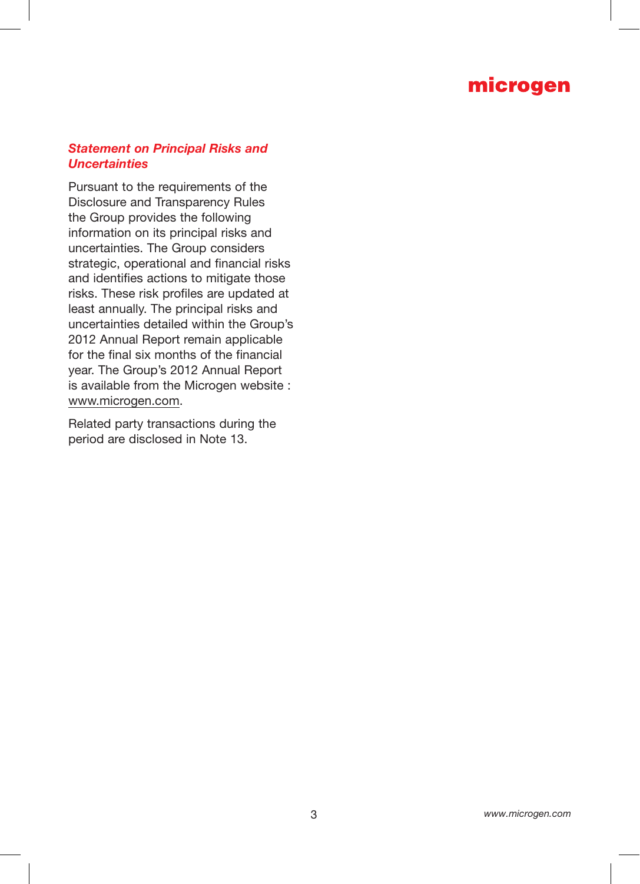### *Statement on Principal Risks and Uncertainties*

Pursuant to the requirements of the Disclosure and Transparency Rules the Group provides the following information on its principal risks and uncertainties. The Group considers strategic, operational and financial risks and identifies actions to mitigate those risks. These risk profiles are updated at least annually. The principal risks and uncertainties detailed within the Group's 2012 Annual Report remain applicable for the final six months of the financial year. The Group's 2012 Annual Report is available from the Microgen website : www.microgen.com.

Related party transactions during the period are disclosed in Note 13.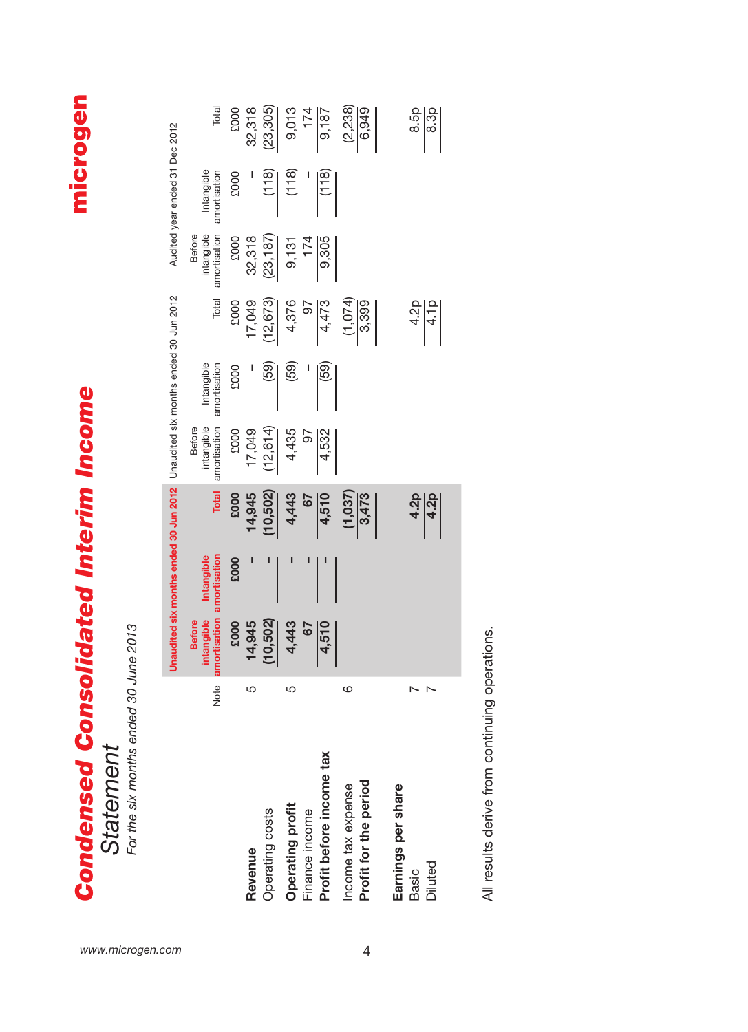# Condensed Consolidated Interim Income Statement

*For the six months ended 30 June 2013*

| | Note | Unaudited six months ended 30 Jun 2013 | | | Unaudited six months ended 30 Jun 2012 | | | Audited year ended 31 Dec 2012 | | |
|---|---|---|---|---|---|---|---|---|---|---|
| | | Before intangible amortisation | Intangible amortisation | Total | Before intangible amortisation | Intangible amortisation | Total | Before intangible amortisation | Intangible amortisation | Total |
| | | £000 | £000 | £000 | £000 | £000 | £000 | £000 | £000 | £000 |
| **Revenue** | 5 | 14,945 | – | 14,945 | 17,049 | – | 17,049 | 32,318 | – | 32,318 |
| Operating costs | | (10,502) | – | (10,502) | (12,614) | (59) | (12,673) | (23,187) | (118) | (23,305) |
| **Operating profit** | 5 | 4,443 | – | 4,443 | 4,435 | (59) | 4,376 | 9,131 | (118) | 9,013 |
| Finance income | | 67 | – | 67 | 97 | – | 97 | 174 | – | 174 |
| **Profit before income tax** | | 4,510 | – | 4,510 | 4,532 | (59) | 4,473 | 9,305 | (118) | 9,187 |
| Income tax expense | 6 | | | (1,037) | | | (1,074) | | | (2,238) |
| **Profit for the period** | | | | 3,473 | | | 3,399 | | | 6,949 |
| | | | | | | | | | | |
| **Earnings per share** | | | | | | | | | | |
| Basic | 7 | | | 4.2p | | | 4.2p | | | 8.5p |
| Diluted | 7 | | | 4.2p | | | 4.1p | | | 8.3p |

All results derive from continuing operations.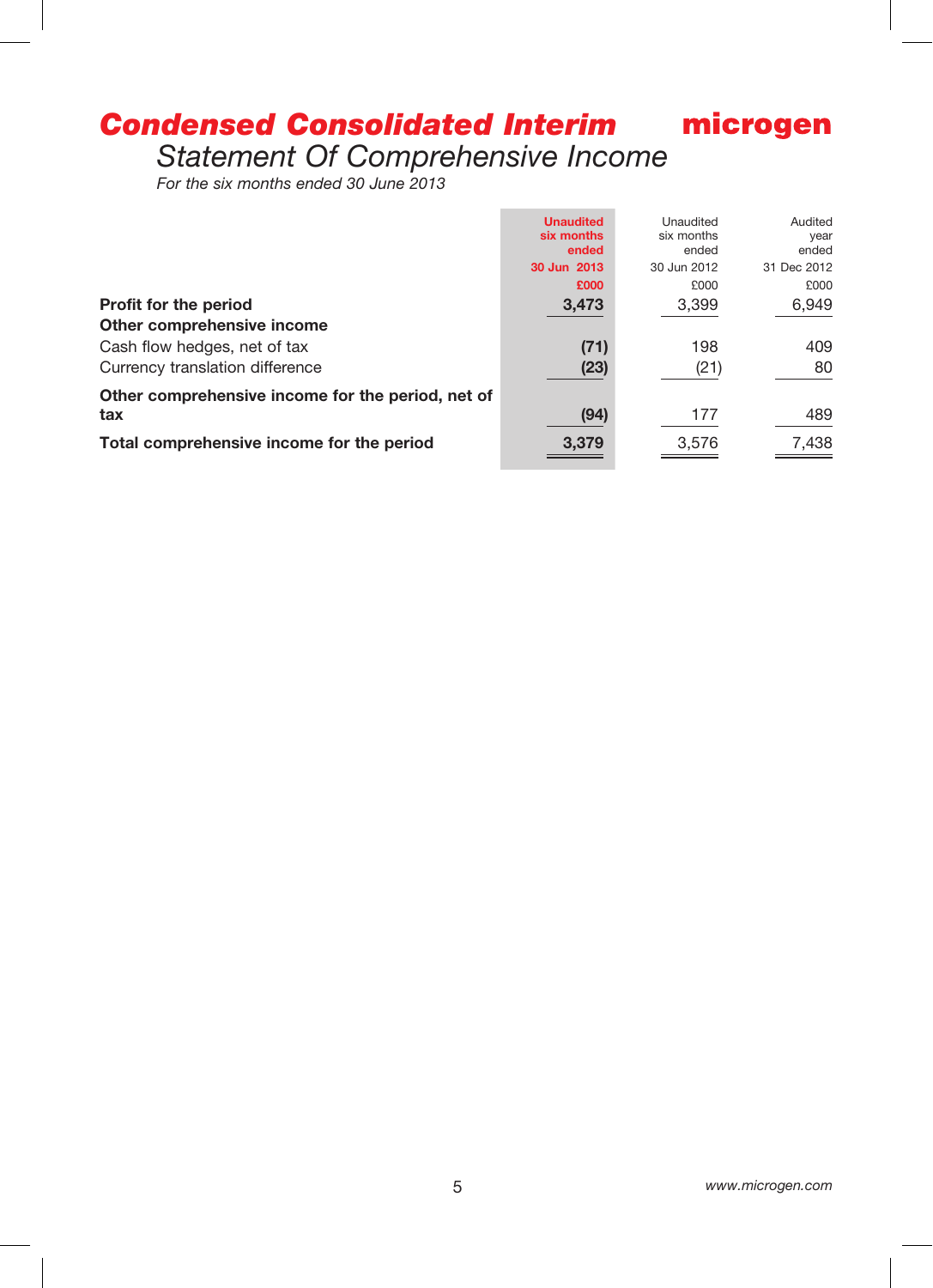# Condensed Consolidated Interim Statement Of Comprehensive Income

*For the six months ended 30 June 2013*

| | Unaudited six months ended 30 Jun 2013 £000 | Unaudited six months ended 30 Jun 2012 £000 | Audited year ended 31 Dec 2012 £000 |
|---|---|---|---|
| **Profit for the period** | **3,473** | 3,399 | 6,949 |
| **Other comprehensive income** | | | |
| Cash flow hedges, net of tax | **(71)** | 198 | 409 |
| Currency translation difference | **(23)** | (21) | 80 |
| **Other comprehensive income for the period, net of tax** | **(94)** | 177 | 489 |
| **Total comprehensive income for the period** | **3,379** | 3,576 | 7,438 |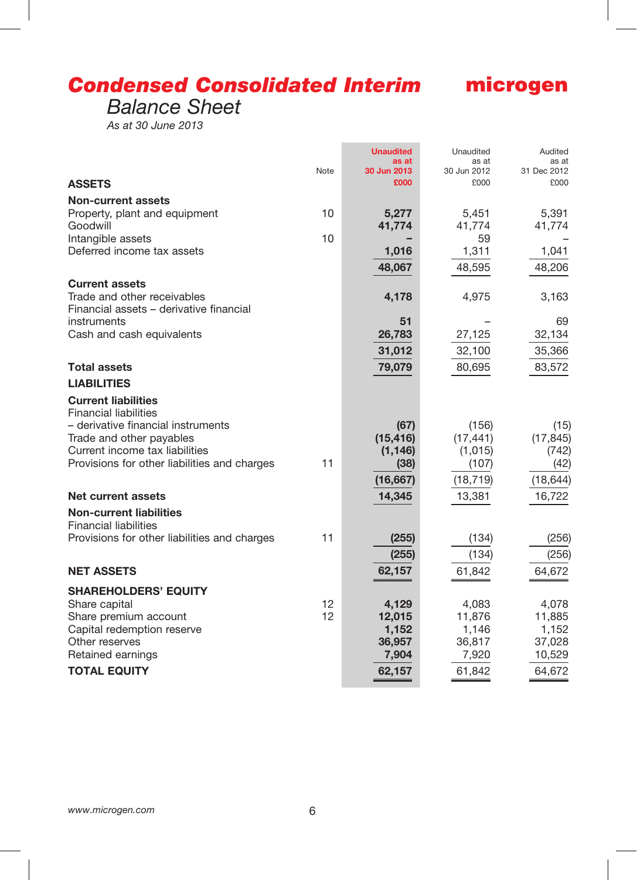# Condensed Consolidated Interim

microgen

## Balance Sheet

*As at 30 June 2013*

| | Note | Unaudited as at 30 Jun 2013 £000 | Unaudited as at 30 Jun 2012 £000 | Audited as at 31 Dec 2012 £000 |
|---|---|---|---|---|
| **ASSETS** | | | | |
| **Non-current assets** | | | | |
| Property, plant and equipment | 10 | **5,277** | 5,451 | 5,391 |
| Goodwill | | **41,774** | 41,774 | 41,774 |
| Intangible assets | 10 | **–** | 59 | – |
| Deferred income tax assets | | **1,016** | 1,311 | 1,041 |
| | | **48,067** | 48,595 | 48,206 |
| **Current assets** | | | | |
| Trade and other receivables | | **4,178** | 4,975 | 3,163 |
| Financial assets – derivative financial instruments | | **51** | – | 69 |
| Cash and cash equivalents | | **26,783** | 27,125 | 32,134 |
| | | **31,012** | 32,100 | 35,366 |
| **Total assets** | | **79,079** | 80,695 | 83,572 |
| **LIABILITIES** | | | | |
| **Current liabilities** | | | | |
| Financial liabilities – derivative financial instruments | | **(67)** | (156) | (15) |
| Trade and other payables | | **(15,416)** | (17,441) | (17,845) |
| Current income tax liabilities | | **(1,146)** | (1,015) | (742) |
| Provisions for other liabilities and charges | 11 | **(38)** | (107) | (42) |
| | | **(16,667)** | (18,719) | (18,644) |
| **Net current assets** | | **14,345** | 13,381 | 16,722 |
| **Non-current liabilities** | | | | |
| Financial liabilities | | | | |
| Provisions for other liabilities and charges | 11 | **(255)** | (134) | (256) |
| | | **(255)** | (134) | (256) |
| **NET ASSETS** | | **62,157** | 61,842 | 64,672 |
| **SHAREHOLDERS' EQUITY** | | | | |
| Share capital | 12 | **4,129** | 4,083 | 4,078 |
| Share premium account | 12 | **12,015** | 11,876 | 11,885 |
| Capital redemption reserve | | **1,152** | 1,146 | 1,152 |
| Other reserves | | **36,957** | 36,817 | 37,028 |
| Retained earnings | | **7,904** | 7,920 | 10,529 |
| **TOTAL EQUITY** | | **62,157** | 61,842 | 64,672 |

www.microgen.com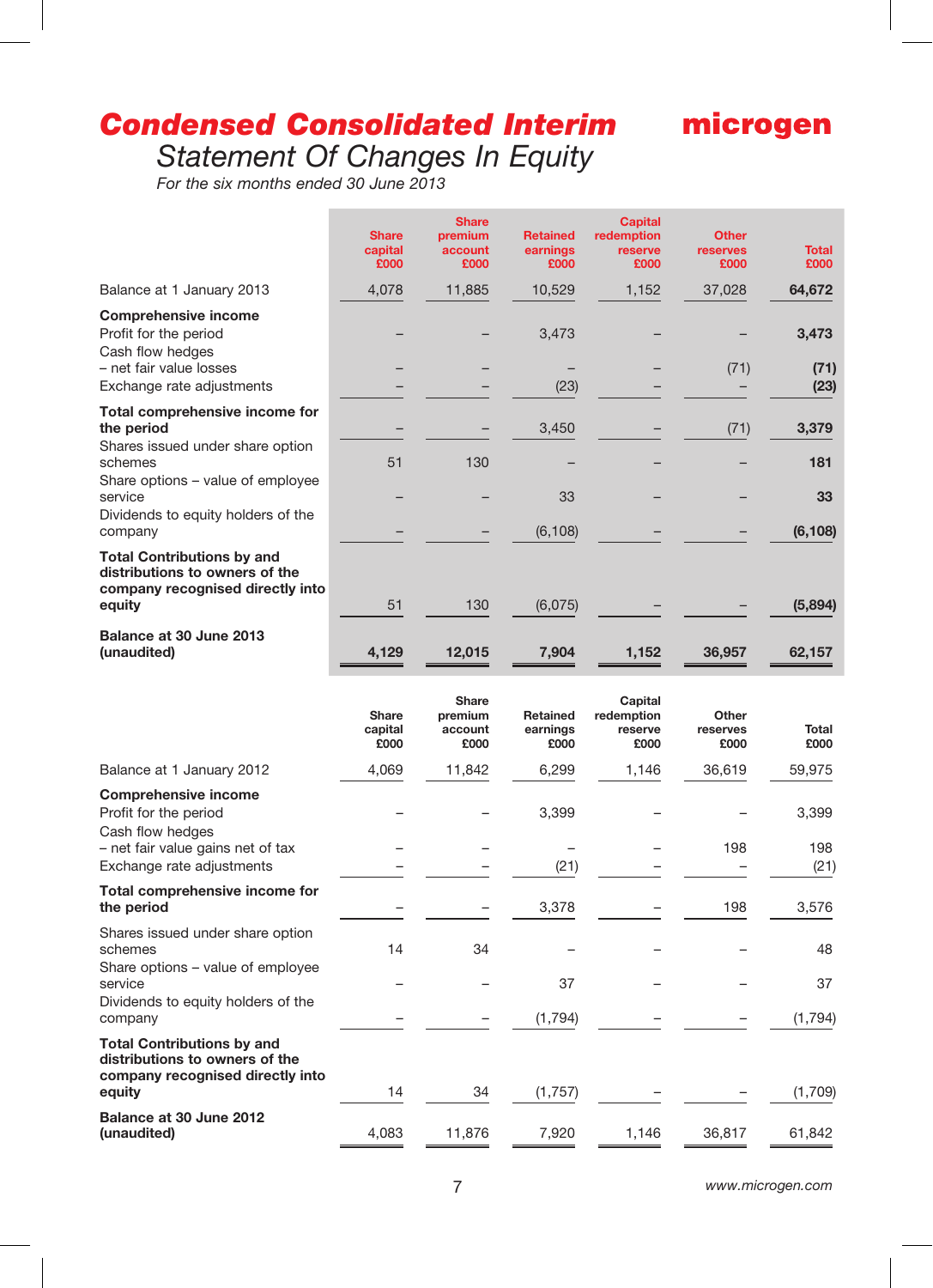# Condensed Consolidated Interim Statement Of Changes In Equity

*For the six months ended 30 June 2013*

| | Share capital £000 | Share premium account £000 | Retained earnings £000 | Capital redemption reserve £000 | Other reserves £000 | Total £000 |
|---|---|---|---|---|---|---|
| Balance at 1 January 2013 | 4,078 | 11,885 | 10,529 | 1,152 | 37,028 | **64,672** |
| **Comprehensive income** | | | | | | |
| Profit for the period | – | – | 3,473 | – | – | **3,473** |
| Cash flow hedges – net fair value losses | – | – | – | – | (71) | **(71)** |
| Exchange rate adjustments | – | – | (23) | – | – | **(23)** |
| **Total comprehensive income for the period** | – | – | 3,450 | – | (71) | **3,379** |
| Shares issued under share option schemes | 51 | 130 | – | – | – | **181** |
| Share options – value of employee service | – | – | 33 | – | – | **33** |
| Dividends to equity holders of the company | – | – | (6,108) | – | – | **(6,108)** |
| **Total Contributions by and distributions to owners of the company recognised directly into equity** | 51 | 130 | (6,075) | – | – | **(5,894)** |
| **Balance at 30 June 2013 (unaudited)** | **4,129** | **12,015** | **7,904** | **1,152** | **36,957** | **62,157** |

| | Share capital £000 | Share premium account £000 | Retained earnings £000 | Capital redemption reserve £000 | Other reserves £000 | Total £000 |
|---|---|---|---|---|---|---|
| Balance at 1 January 2012 | 4,069 | 11,842 | 6,299 | 1,146 | 36,619 | 59,975 |
| **Comprehensive income** | | | | | | |
| Profit for the period | – | – | 3,399 | – | – | 3,399 |
| Cash flow hedges – net fair value gains net of tax | – | – | – | – | 198 | 198 |
| Exchange rate adjustments | – | – | (21) | – | – | (21) |
| **Total comprehensive income for the period** | – | – | 3,378 | – | 198 | 3,576 |
| Shares issued under share option schemes | 14 | 34 | – | – | – | 48 |
| Share options – value of employee service | – | – | 37 | – | – | 37 |
| Dividends to equity holders of the company | – | – | (1,794) | – | – | (1,794) |
| **Total Contributions by and distributions to owners of the company recognised directly into equity** | 14 | 34 | (1,757) | – | – | (1,709) |
| **Balance at 30 June 2012 (unaudited)** | 4,083 | 11,876 | 7,920 | 1,146 | 36,817 | 61,842 |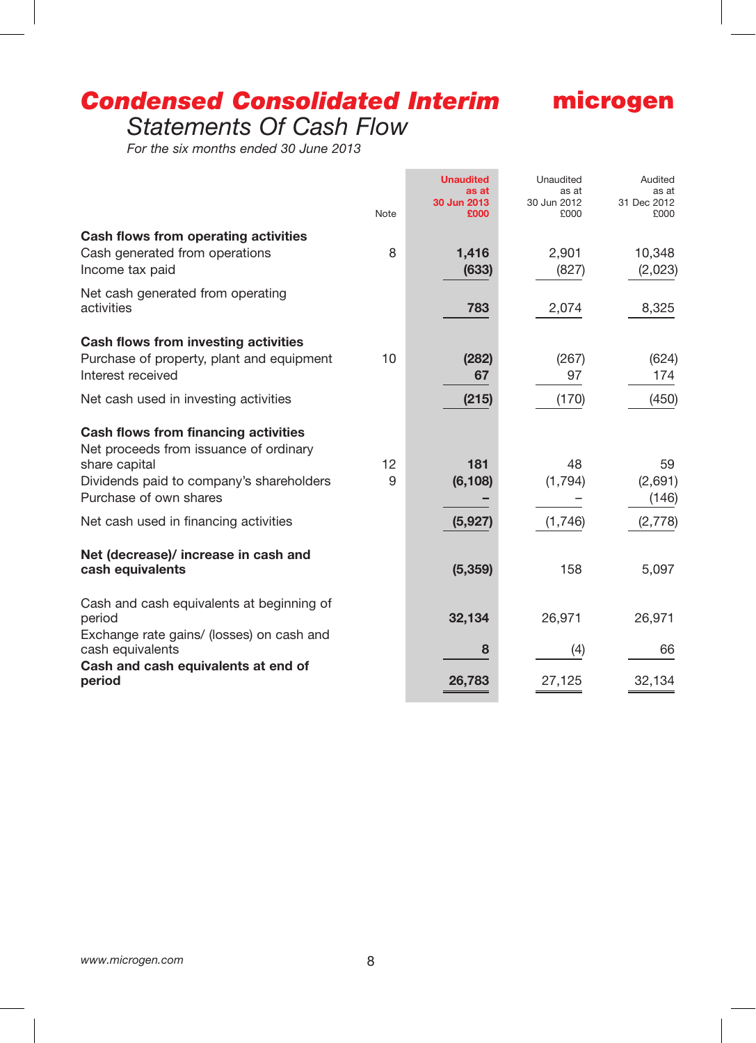# Condensed Consolidated Interim

## Statements Of Cash Flow

*For the six months ended 30 June 2013*

| | Note | Unaudited as at 30 Jun 2013 £000 | Unaudited as at 30 Jun 2012 £000 | Audited as at 31 Dec 2012 £000 |
|---|---|---|---|---|
| **Cash flows from operating activities** | | | | |
| Cash generated from operations | 8 | **1,416** | 2,901 | 10,348 |
| Income tax paid | | **(633)** | (827) | (2,023) |
| Net cash generated from operating activities | | **783** | 2,074 | 8,325 |
| **Cash flows from investing activities** | | | | |
| Purchase of property, plant and equipment | 10 | **(282)** | (267) | (624) |
| Interest received | | **67** | 97 | 174 |
| Net cash used in investing activities | | **(215)** | (170) | (450) |
| **Cash flows from financing activities** | | | | |
| Net proceeds from issuance of ordinary share capital | 12 | **181** | 48 | 59 |
| Dividends paid to company's shareholders | 9 | **(6,108)** | (1,794) | (2,691) |
| Purchase of own shares | | **–** | – | (146) |
| Net cash used in financing activities | | **(5,927)** | (1,746) | (2,778) |
| **Net (decrease)/ increase in cash and cash equivalents** | | **(5,359)** | 158 | 5,097 |
| Cash and cash equivalents at beginning of period | | **32,134** | 26,971 | 26,971 |
| Exchange rate gains/ (losses) on cash and cash equivalents | | **8** | (4) | 66 |
| **Cash and cash equivalents at end of period** | | **26,783** | 27,125 | 32,134 |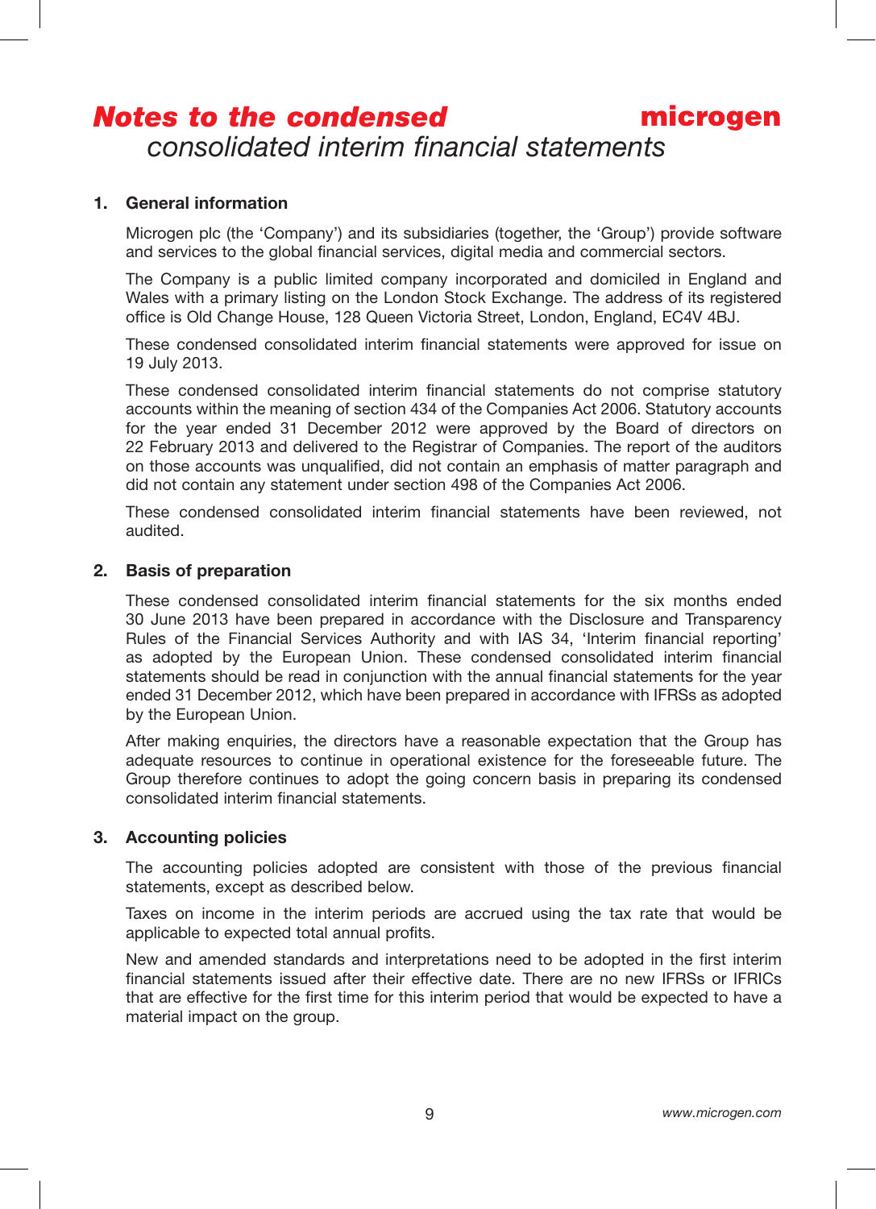# Notes to the condensed consolidated interim financial statements

## 1. General information

Microgen plc (the 'Company') and its subsidiaries (together, the 'Group') provide software and services to the global financial services, digital media and commercial sectors.

The Company is a public limited company incorporated and domiciled in England and Wales with a primary listing on the London Stock Exchange. The address of its registered office is Old Change House, 128 Queen Victoria Street, London, England, EC4V 4BJ.

These condensed consolidated interim financial statements were approved for issue on 19 July 2013.

These condensed consolidated interim financial statements do not comprise statutory accounts within the meaning of section 434 of the Companies Act 2006. Statutory accounts for the year ended 31 December 2012 were approved by the Board of directors on 22 February 2013 and delivered to the Registrar of Companies. The report of the auditors on those accounts was unqualified, did not contain an emphasis of matter paragraph and did not contain any statement under section 498 of the Companies Act 2006.

These condensed consolidated interim financial statements have been reviewed, not audited.

## 2. Basis of preparation

These condensed consolidated interim financial statements for the six months ended 30 June 2013 have been prepared in accordance with the Disclosure and Transparency Rules of the Financial Services Authority and with IAS 34, 'Interim financial reporting' as adopted by the European Union. These condensed consolidated interim financial statements should be read in conjunction with the annual financial statements for the year ended 31 December 2012, which have been prepared in accordance with IFRSs as adopted by the European Union.

After making enquiries, the directors have a reasonable expectation that the Group has adequate resources to continue in operational existence for the foreseeable future. The Group therefore continues to adopt the going concern basis in preparing its condensed consolidated interim financial statements.

## 3. Accounting policies

The accounting policies adopted are consistent with those of the previous financial statements, except as described below.

Taxes on income in the interim periods are accrued using the tax rate that would be applicable to expected total annual profits.

New and amended standards and interpretations need to be adopted in the first interim financial statements issued after their effective date. There are no new IFRSs or IFRICs that are effective for the first time for this interim period that would be expected to have a material impact on the group.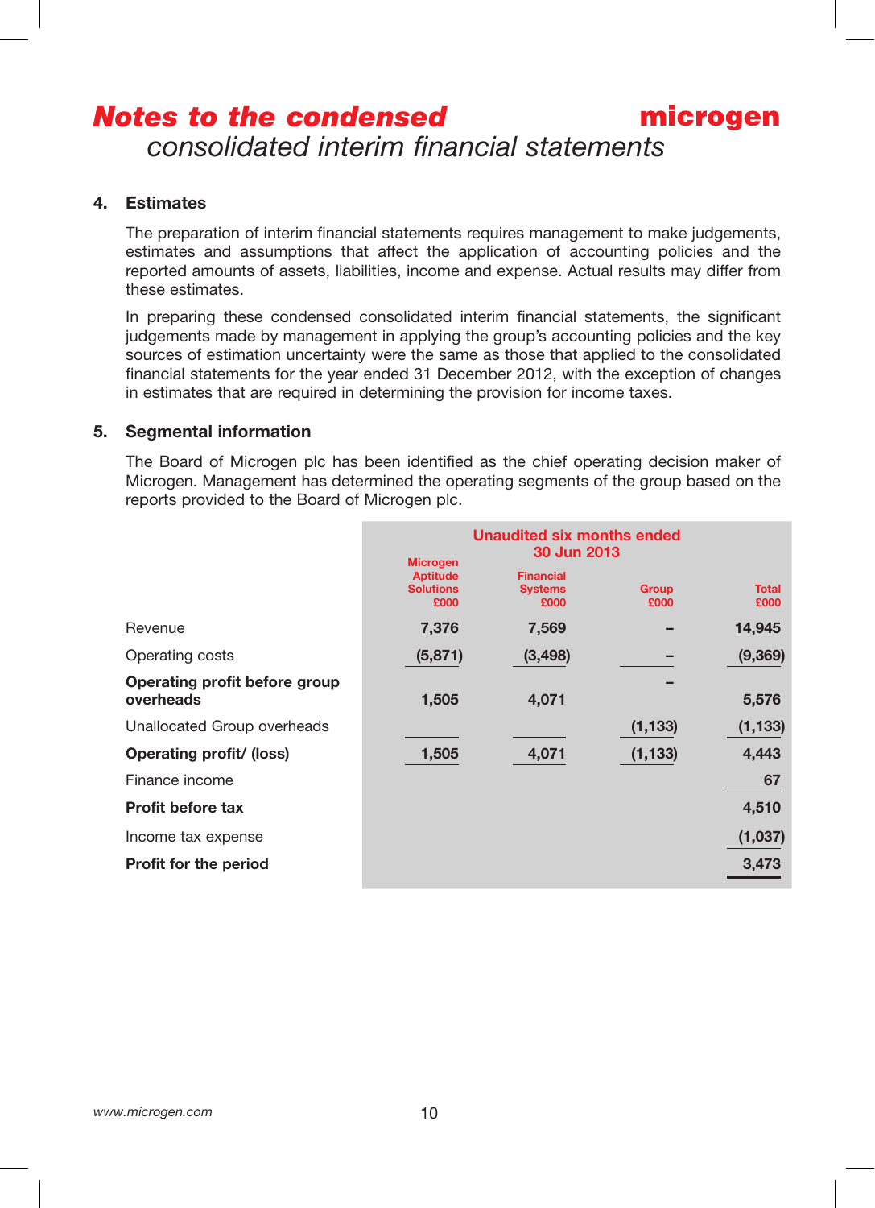# Notes to the condensed consolidated interim financial statements

## 4. Estimates

The preparation of interim financial statements requires management to make judgements, estimates and assumptions that affect the application of accounting policies and the reported amounts of assets, liabilities, income and expense. Actual results may differ from these estimates.

In preparing these condensed consolidated interim financial statements, the significant judgements made by management in applying the group's accounting policies and the key sources of estimation uncertainty were the same as those that applied to the consolidated financial statements for the year ended 31 December 2012, with the exception of changes in estimates that are required in determining the provision for income taxes.

## 5. Segmental information

The Board of Microgen plc has been identified as the chief operating decision maker of Microgen. Management has determined the operating segments of the group based on the reports provided to the Board of Microgen plc.

| | Unaudited six months ended 30 Jun 2013 | | | |
|---|---|---|---|---|
| | Microgen Aptitude Solutions £000 | Financial Systems £000 | Group £000 | Total £000 |
| Revenue | 7,376 | 7,569 | – | 14,945 |
| Operating costs | (5,871) | (3,498) | – | (9,369) |
| **Operating profit before group overheads** | 1,505 | 4,071 | – | 5,576 |
| Unallocated Group overheads | | | (1,133) | (1,133) |
| **Operating profit/ (loss)** | 1,505 | 4,071 | (1,133) | 4,443 |
| Finance income | | | | 67 |
| **Profit before tax** | | | | 4,510 |
| Income tax expense | | | | (1,037) |
| **Profit for the period** | | | | 3,473 |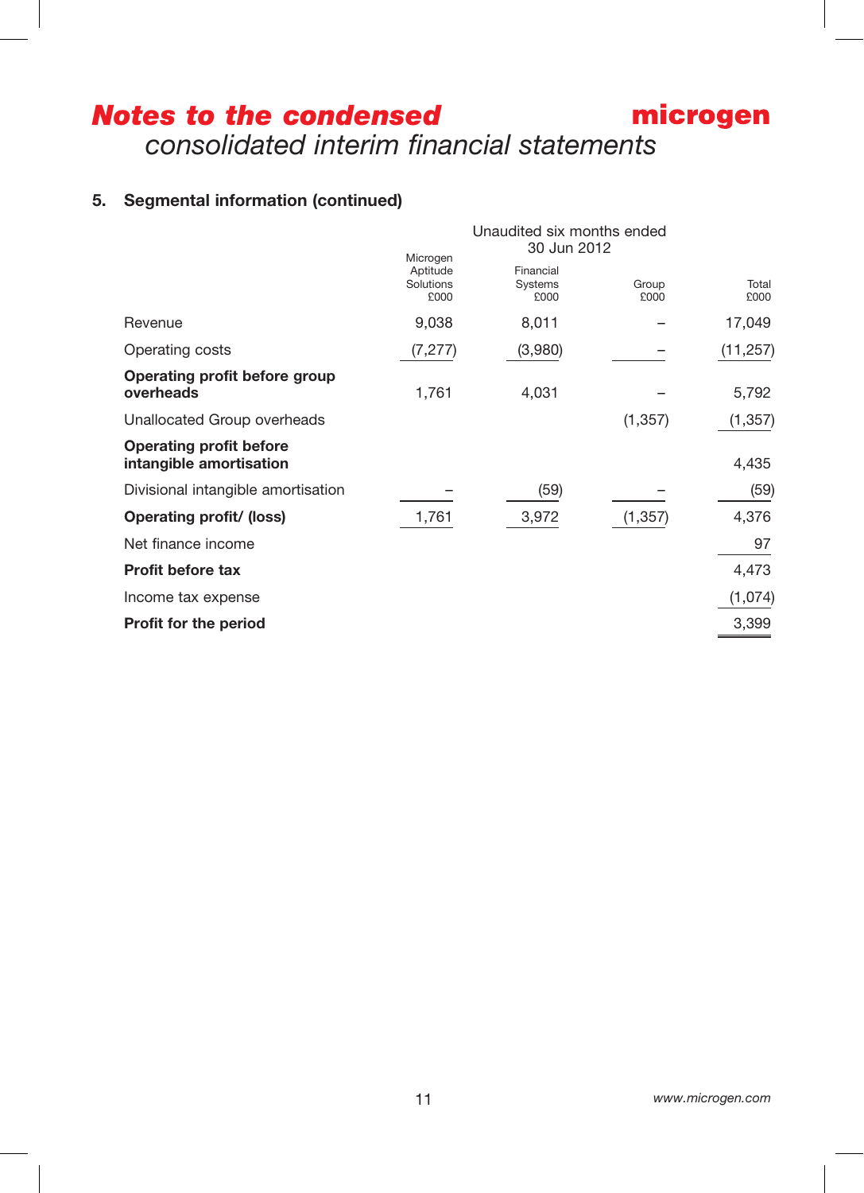# Notes to the condensed consolidated interim financial statements

## 5. Segmental information (continued)

| | Unaudited six months ended 30 Jun 2012 | | | |
|---|---|---|---|---|
| | Microgen Aptitude Solutions £000 | Financial Systems £000 | Group £000 | Total £000 |
| Revenue | 9,038 | 8,011 | – | 17,049 |
| Operating costs | (7,277) | (3,980) | – | (11,257) |
| **Operating profit before group overheads** | 1,761 | 4,031 | – | 5,792 |
| Unallocated Group overheads | | | (1,357) | (1,357) |
| **Operating profit before intangible amortisation** | | | | 4,435 |
| Divisional intangible amortisation | – | (59) | – | (59) |
| **Operating profit/ (loss)** | 1,761 | 3,972 | (1,357) | 4,376 |
| Net finance income | | | | 97 |
| **Profit before tax** | | | | 4,473 |
| Income tax expense | | | | (1,074) |
| **Profit for the period** | | | | 3,399 |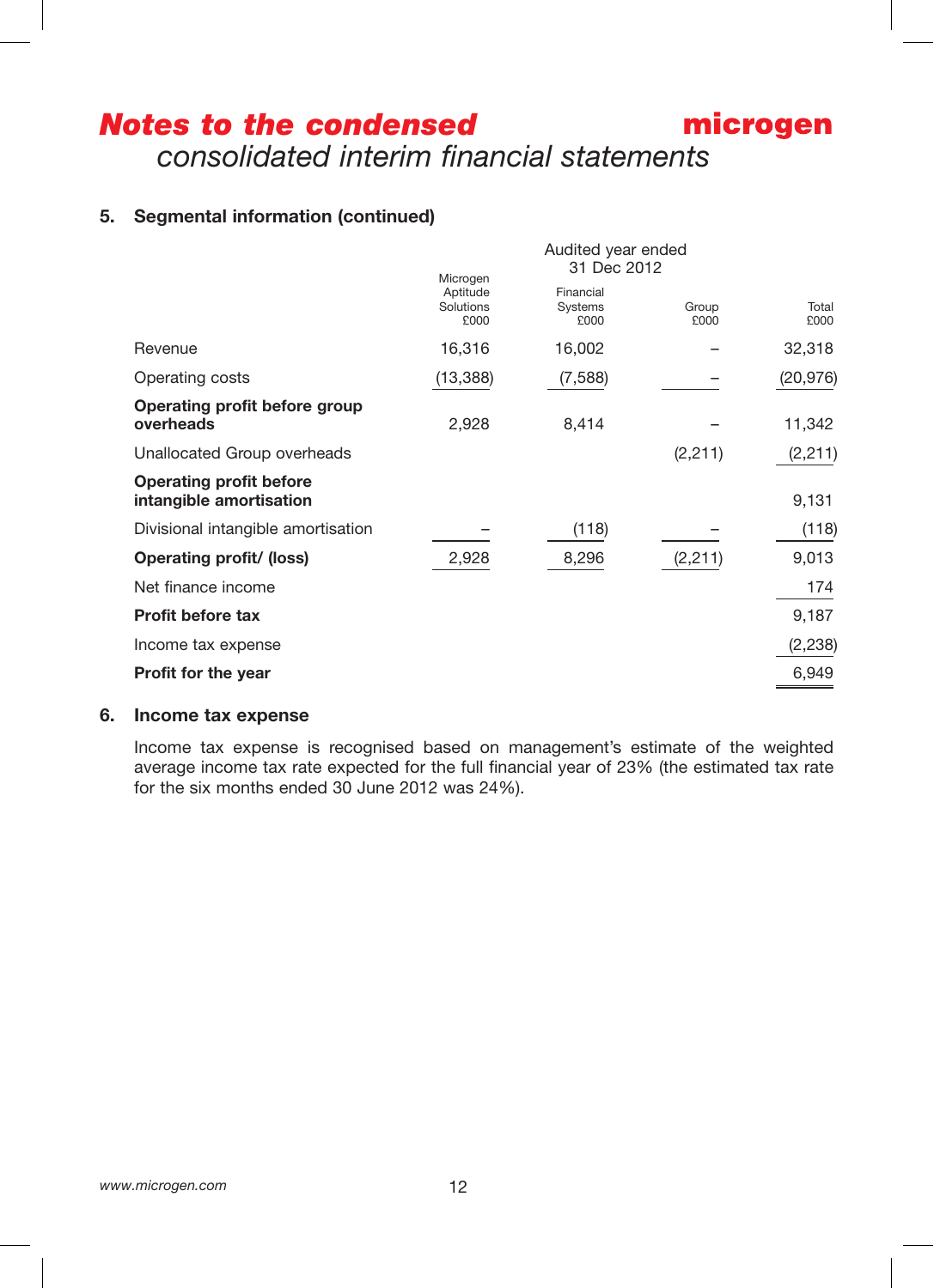## 5. Segmental information (continued)

| | Audited year ended 31 Dec 2012 | | | |
|---|---|---|---|---|
| | Microgen Aptitude Solutions £000 | Financial Systems £000 | Group £000 | Total £000 |
| Revenue | 16,316 | 16,002 | – | 32,318 |
| Operating costs | (13,388) | (7,588) | – | (20,976) |
| **Operating profit before group overheads** | 2,928 | 8,414 | – | 11,342 |
| Unallocated Group overheads | | | (2,211) | (2,211) |
| **Operating profit before intangible amortisation** | | | | 9,131 |
| Divisional intangible amortisation | – | (118) | – | (118) |
| **Operating profit/ (loss)** | 2,928 | 8,296 | (2,211) | 9,013 |
| Net finance income | | | | 174 |
| **Profit before tax** | | | | 9,187 |
| Income tax expense | | | | (2,238) |
| **Profit for the year** | | | | 6,949 |

## 6. Income tax expense

Income tax expense is recognised based on management's estimate of the weighted average income tax rate expected for the full financial year of 23% (the estimated tax rate for the six months ended 30 June 2012 was 24%).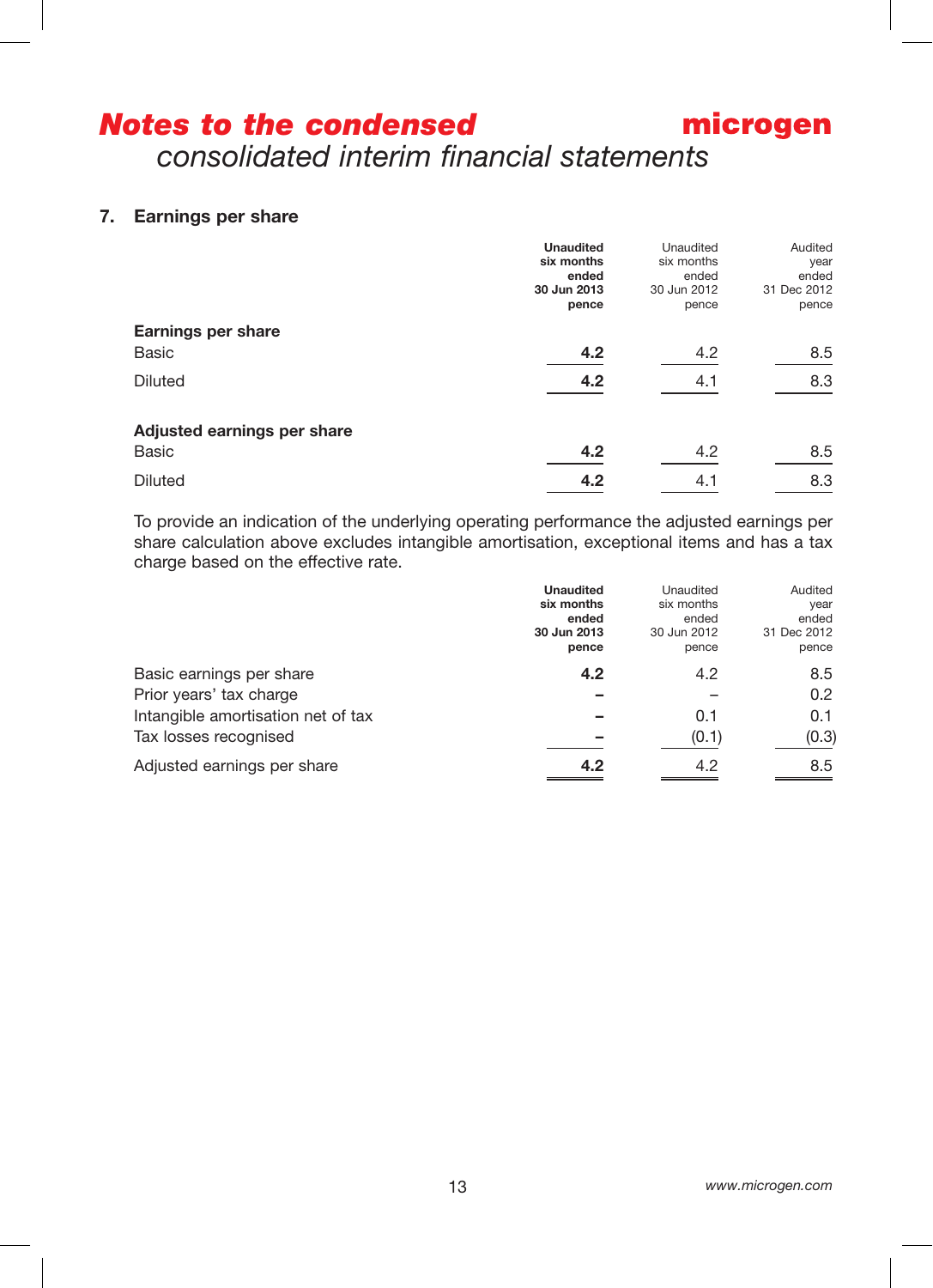# Notes to the condensed consolidated interim financial statements

## 7. Earnings per share

| | **Unaudited six months ended 30 Jun 2013 pence** | Unaudited six months ended 30 Jun 2012 pence | Audited year ended 31 Dec 2012 pence |
|---|---|---|---|
| **Earnings per share** | | | |
| Basic | **4.2** | 4.2 | 8.5 |
| Diluted | **4.2** | 4.1 | 8.3 |
| **Adjusted earnings per share** | | | |
| Basic | **4.2** | 4.2 | 8.5 |
| Diluted | **4.2** | 4.1 | 8.3 |

To provide an indication of the underlying operating performance the adjusted earnings per share calculation above excludes intangible amortisation, exceptional items and has a tax charge based on the effective rate.

| | **Unaudited six months ended 30 Jun 2013 pence** | Unaudited six months ended 30 Jun 2012 pence | Audited year ended 31 Dec 2012 pence |
|---|---|---|---|
| Basic earnings per share | **4.2** | 4.2 | 8.5 |
| Prior years' tax charge | **–** | – | 0.2 |
| Intangible amortisation net of tax | **–** | 0.1 | 0.1 |
| Tax losses recognised | **–** | (0.1) | (0.3) |
| Adjusted earnings per share | **4.2** | 4.2 | 8.5 |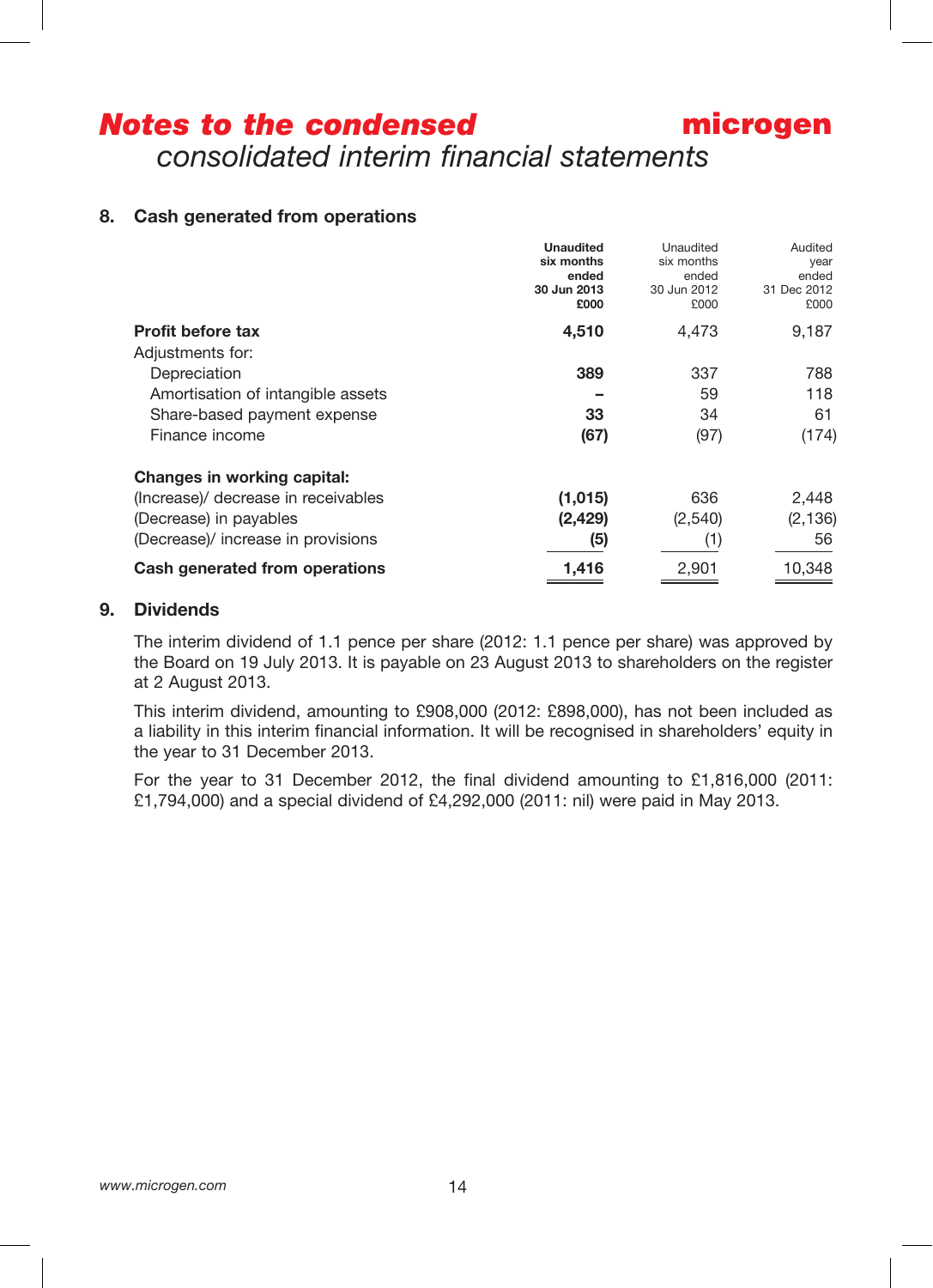# Notes to the condensed consolidated interim financial statements

## 8. Cash generated from operations

| | Unaudited six months ended 30 Jun 2013 £000 | Unaudited six months ended 30 Jun 2012 £000 | Audited year ended 31 Dec 2012 £000 |
|---|---|---|---|
| **Profit before tax** | **4,510** | 4,473 | 9,187 |
| Adjustments for: | | | |
| Depreciation | **389** | 337 | 788 |
| Amortisation of intangible assets | **–** | 59 | 118 |
| Share-based payment expense | **33** | 34 | 61 |
| Finance income | **(67)** | (97) | (174) |
| **Changes in working capital:** | | | |
| (Increase)/ decrease in receivables | **(1,015)** | 636 | 2,448 |
| (Decrease) in payables | **(2,429)** | (2,540) | (2,136) |
| (Decrease)/ increase in provisions | **(5)** | (1) | 56 |
| **Cash generated from operations** | **1,416** | 2,901 | 10,348 |

## 9. Dividends

The interim dividend of 1.1 pence per share (2012: 1.1 pence per share) was approved by the Board on 19 July 2013. It is payable on 23 August 2013 to shareholders on the register at 2 August 2013.

This interim dividend, amounting to £908,000 (2012: £898,000), has not been included as a liability in this interim financial information. It will be recognised in shareholders' equity in the year to 31 December 2013.

For the year to 31 December 2012, the final dividend amounting to £1,816,000 (2011: £1,794,000) and a special dividend of £4,292,000 (2011: nil) were paid in May 2013.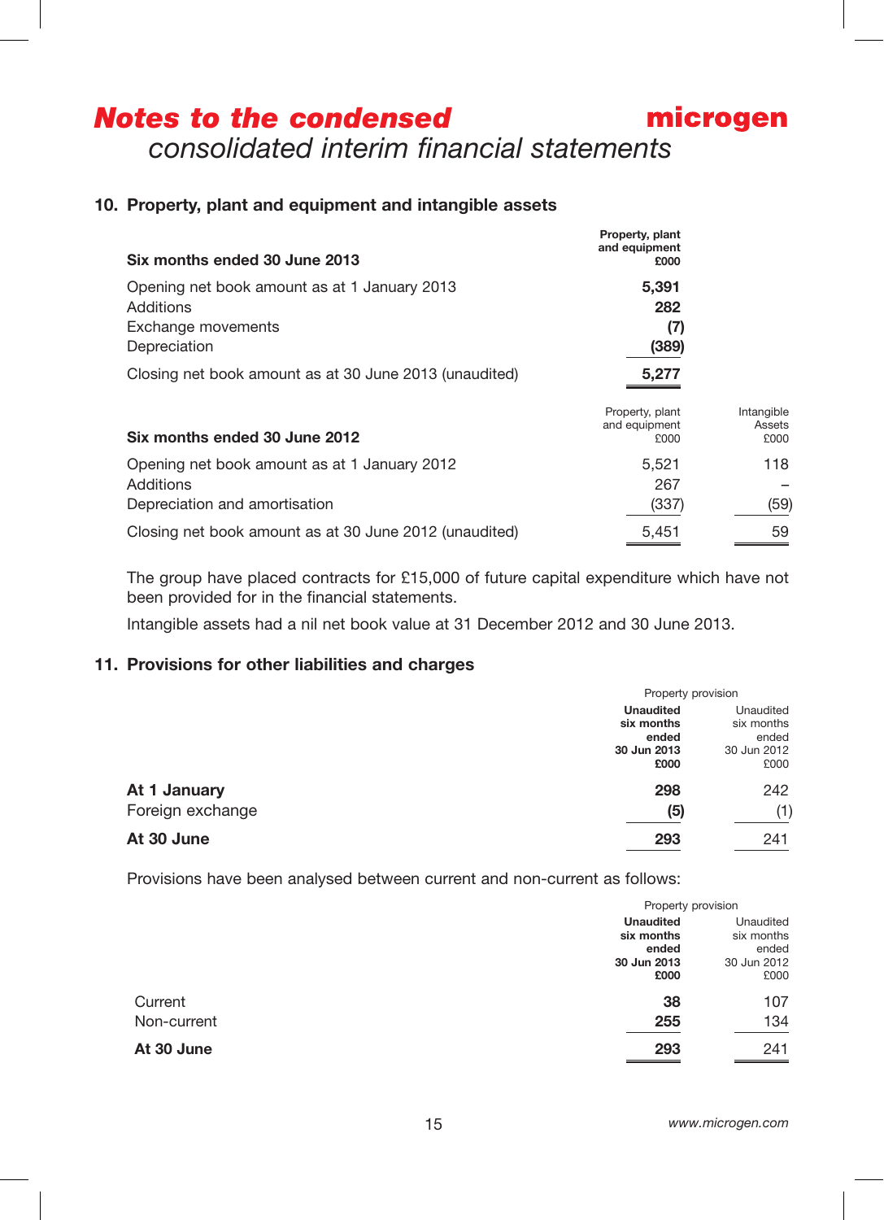# Notes to the condensed consolidated interim financial statements

## 10. Property, plant and equipment and intangible assets

| **Six months ended 30 June 2013** | **Property, plant and equipment £000** |
|---|---|
| Opening net book amount as at 1 January 2013 | **5,391** |
| Additions | **282** |
| Exchange movements | **(7)** |
| Depreciation | **(389)** |
| Closing net book amount as at 30 June 2013 (unaudited) | **5,277** |

| **Six months ended 30 June 2012** | Property, plant and equipment £000 | Intangible Assets £000 |
|---|---|---|
| Opening net book amount as at 1 January 2012 | 5,521 | 118 |
| Additions | 267 | – |
| Depreciation and amortisation | (337) | (59) |
| Closing net book amount as at 30 June 2012 (unaudited) | 5,451 | 59 |

The group have placed contracts for £15,000 of future capital expenditure which have not been provided for in the financial statements.

Intangible assets had a nil net book value at 31 December 2012 and 30 June 2013.

## 11. Provisions for other liabilities and charges

| | Property provision | |
|---|---|---|
| | **Unaudited six months ended 30 Jun 2013 £000** | Unaudited six months ended 30 Jun 2012 £000 |
| **At 1 January** | **298** | 242 |
| Foreign exchange | **(5)** | (1) |
| **At 30 June** | **293** | 241 |

Provisions have been analysed between current and non-current as follows:

| | Property provision | |
|---|---|---|
| | **Unaudited six months ended 30 Jun 2013 £000** | Unaudited six months ended 30 Jun 2012 £000 |
| Current | **38** | 107 |
| Non-current | **255** | 134 |
| **At 30 June** | **293** | 241 |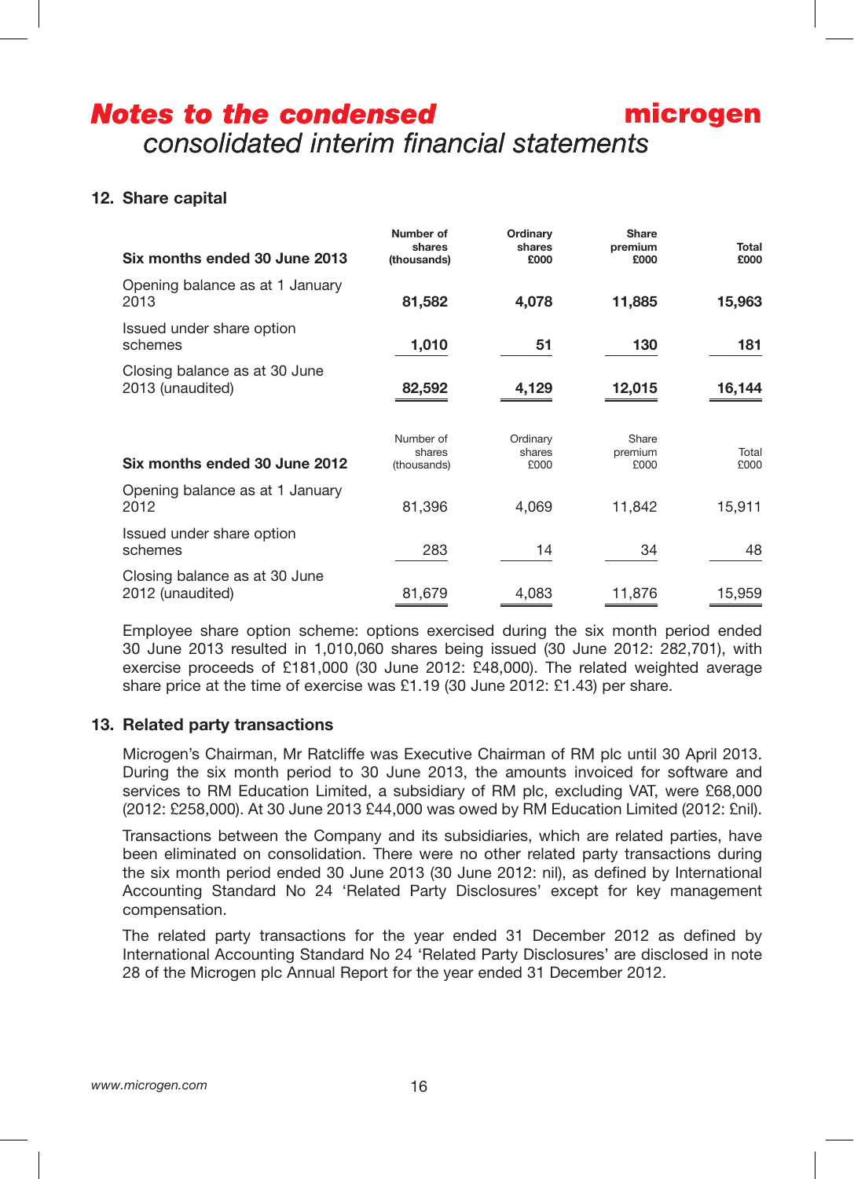# *Notes to the condensed consolidated interim financial statements*

## 12. Share capital

| Six months ended 30 June 2013 | Number of shares (thousands) | Ordinary shares £000 | Share premium £000 | Total £000 |
|---|---|---|---|---|
| Opening balance as at 1 January 2013 | **81,582** | **4,078** | **11,885** | **15,963** |
| Issued under share option schemes | **1,010** | **51** | **130** | **181** |
| Closing balance as at 30 June 2013 (unaudited) | **82,592** | **4,129** | **12,015** | **16,144** |

| Six months ended 30 June 2012 | Number of shares (thousands) | Ordinary shares £000 | Share premium £000 | Total £000 |
|---|---|---|---|---|
| Opening balance as at 1 January 2012 | 81,396 | 4,069 | 11,842 | 15,911 |
| Issued under share option schemes | 283 | 14 | 34 | 48 |
| Closing balance as at 30 June 2012 (unaudited) | 81,679 | 4,083 | 11,876 | 15,959 |

Employee share option scheme: options exercised during the six month period ended 30 June 2013 resulted in 1,010,060 shares being issued (30 June 2012: 282,701), with exercise proceeds of £181,000 (30 June 2012: £48,000). The related weighted average share price at the time of exercise was £1.19 (30 June 2012: £1.43) per share.

## 13. Related party transactions

Microgen's Chairman, Mr Ratcliffe was Executive Chairman of RM plc until 30 April 2013. During the six month period to 30 June 2013, the amounts invoiced for software and services to RM Education Limited, a subsidiary of RM plc, excluding VAT, were £68,000 (2012: £258,000). At 30 June 2013 £44,000 was owed by RM Education Limited (2012: £nil).

Transactions between the Company and its subsidiaries, which are related parties, have been eliminated on consolidation. There were no other related party transactions during the six month period ended 30 June 2013 (30 June 2012: nil), as defined by International Accounting Standard No 24 'Related Party Disclosures' except for key management compensation.

The related party transactions for the year ended 31 December 2012 as defined by International Accounting Standard No 24 'Related Party Disclosures' are disclosed in note 28 of the Microgen plc Annual Report for the year ended 31 December 2012.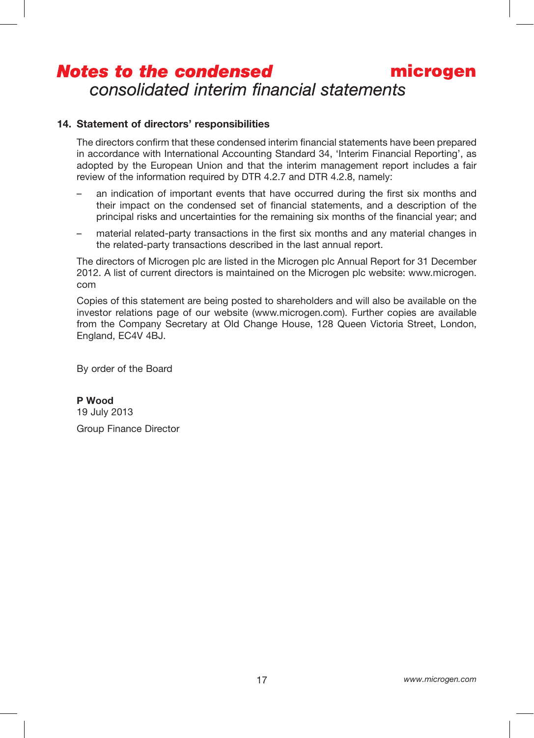## 14. Statement of directors' responsibilities

The directors confirm that these condensed interim financial statements have been prepared in accordance with International Accounting Standard 34, 'Interim Financial Reporting', as adopted by the European Union and that the interim management report includes a fair review of the information required by DTR 4.2.7 and DTR 4.2.8, namely:

- an indication of important events that have occurred during the first six months and their impact on the condensed set of financial statements, and a description of the principal risks and uncertainties for the remaining six months of the financial year; and
- material related-party transactions in the first six months and any material changes in the related-party transactions described in the last annual report.

The directors of Microgen plc are listed in the Microgen plc Annual Report for 31 December 2012. A list of current directors is maintained on the Microgen plc website: www.microgen.com

Copies of this statement are being posted to shareholders and will also be available on the investor relations page of our website (www.microgen.com). Further copies are available from the Company Secretary at Old Change House, 128 Queen Victoria Street, London, England, EC4V 4BJ.

By order of the Board

**P Wood**
19 July 2013

Group Finance Director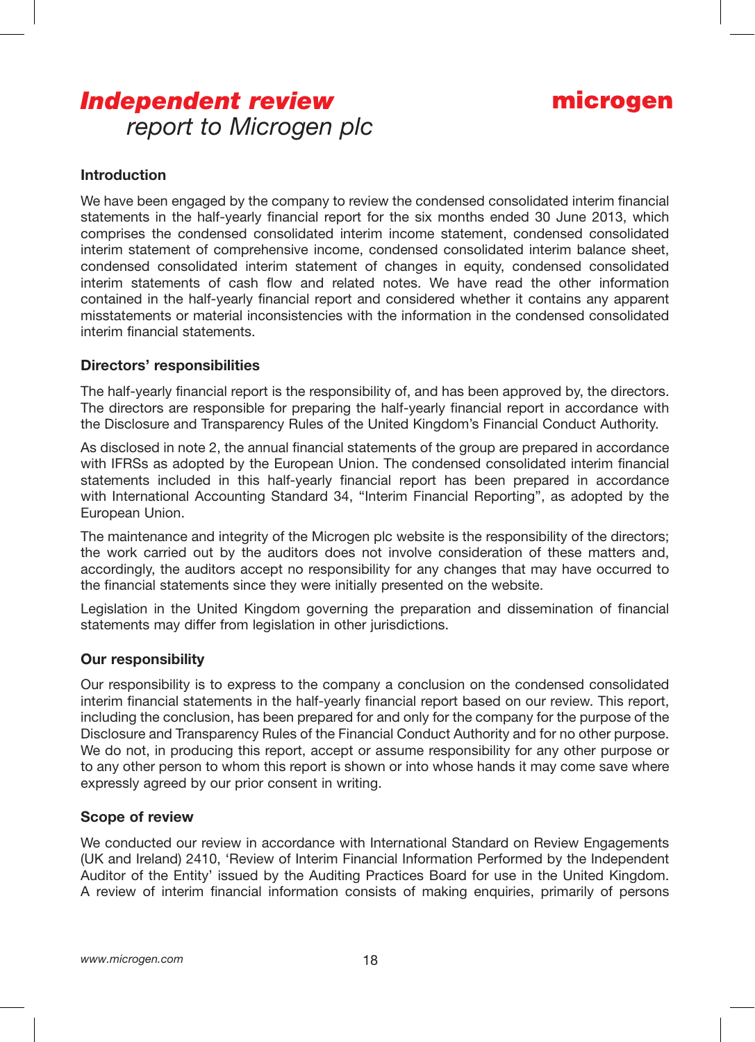# *Independent review* report to Microgen plc

microgen

### Introduction

We have been engaged by the company to review the condensed consolidated interim financial statements in the half-yearly financial report for the six months ended 30 June 2013, which comprises the condensed consolidated interim income statement, condensed consolidated interim statement of comprehensive income, condensed consolidated interim balance sheet, condensed consolidated interim statement of changes in equity, condensed consolidated interim statements of cash flow and related notes. We have read the other information contained in the half-yearly financial report and considered whether it contains any apparent misstatements or material inconsistencies with the information in the condensed consolidated interim financial statements.

### Directors' responsibilities

The half-yearly financial report is the responsibility of, and has been approved by, the directors. The directors are responsible for preparing the half-yearly financial report in accordance with the Disclosure and Transparency Rules of the United Kingdom's Financial Conduct Authority.

As disclosed in note 2, the annual financial statements of the group are prepared in accordance with IFRSs as adopted by the European Union. The condensed consolidated interim financial statements included in this half-yearly financial report has been prepared in accordance with International Accounting Standard 34, "Interim Financial Reporting", as adopted by the European Union.

The maintenance and integrity of the Microgen plc website is the responsibility of the directors; the work carried out by the auditors does not involve consideration of these matters and, accordingly, the auditors accept no responsibility for any changes that may have occurred to the financial statements since they were initially presented on the website.

Legislation in the United Kingdom governing the preparation and dissemination of financial statements may differ from legislation in other jurisdictions.

### Our responsibility

Our responsibility is to express to the company a conclusion on the condensed consolidated interim financial statements in the half-yearly financial report based on our review. This report, including the conclusion, has been prepared for and only for the company for the purpose of the Disclosure and Transparency Rules of the Financial Conduct Authority and for no other purpose. We do not, in producing this report, accept or assume responsibility for any other purpose or to any other person to whom this report is shown or into whose hands it may come save where expressly agreed by our prior consent in writing.

### Scope of review

We conducted our review in accordance with International Standard on Review Engagements (UK and Ireland) 2410, 'Review of Interim Financial Information Performed by the Independent Auditor of the Entity' issued by the Auditing Practices Board for use in the United Kingdom. A review of interim financial information consists of making enquiries, primarily of persons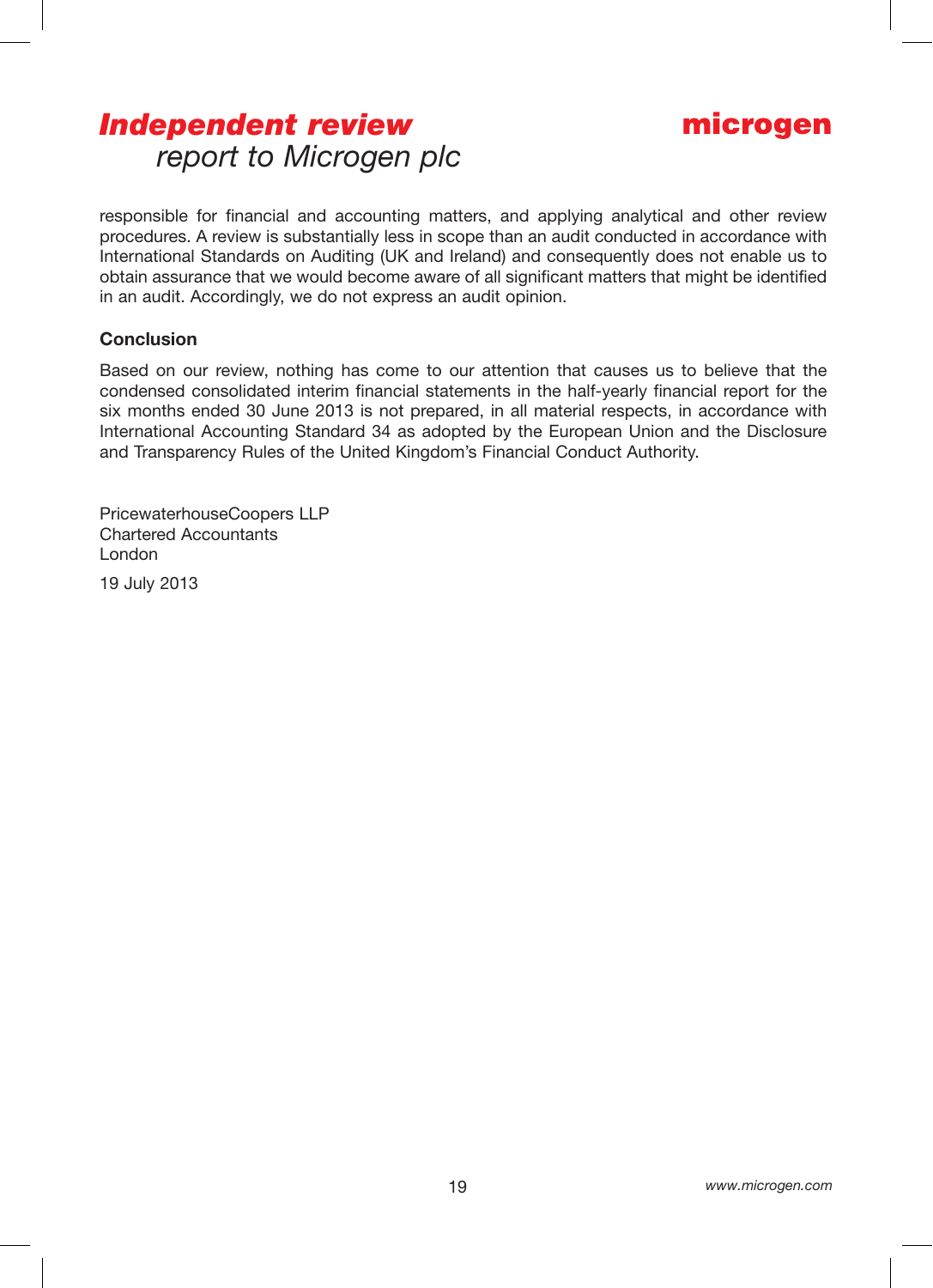# *Independent review*
*report to Microgen plc*

responsible for financial and accounting matters, and applying analytical and other review procedures. A review is substantially less in scope than an audit conducted in accordance with International Standards on Auditing (UK and Ireland) and consequently does not enable us to obtain assurance that we would become aware of all significant matters that might be identified in an audit. Accordingly, we do not express an audit opinion.

**Conclusion**

Based on our review, nothing has come to our attention that causes us to believe that the condensed consolidated interim financial statements in the half-yearly financial report for the six months ended 30 June 2013 is not prepared, in all material respects, in accordance with International Accounting Standard 34 as adopted by the European Union and the Disclosure and Transparency Rules of the United Kingdom's Financial Conduct Authority.

PricewaterhouseCoopers LLP
Chartered Accountants
London

19 July 2013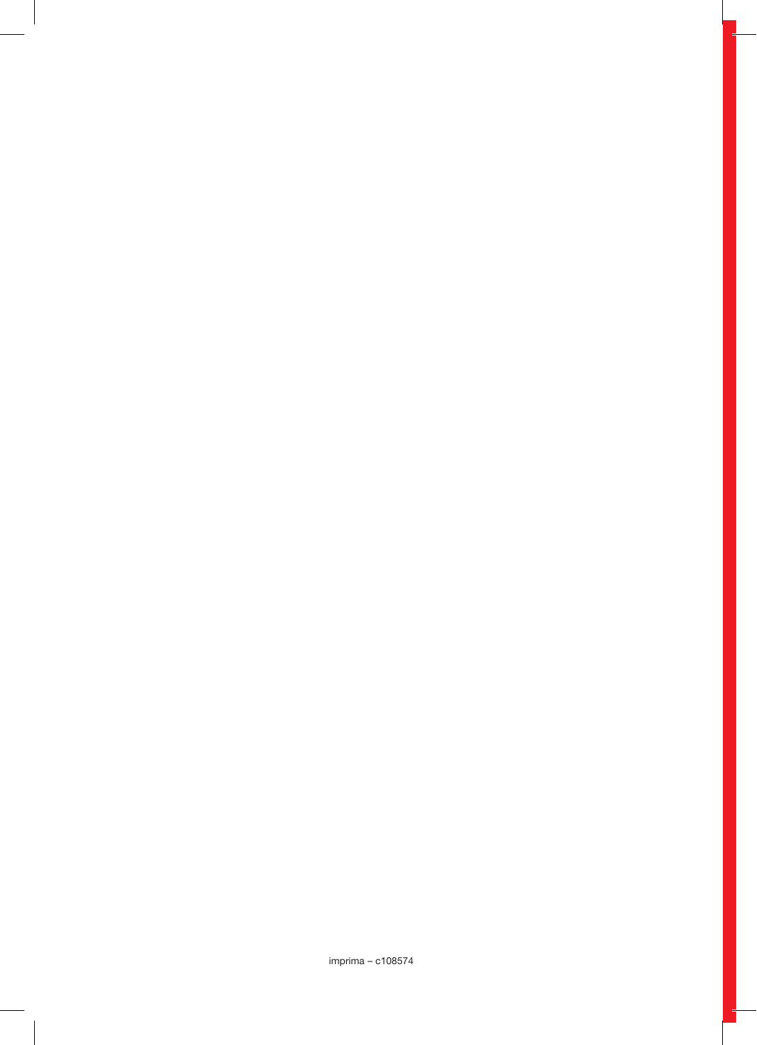imprima – c108574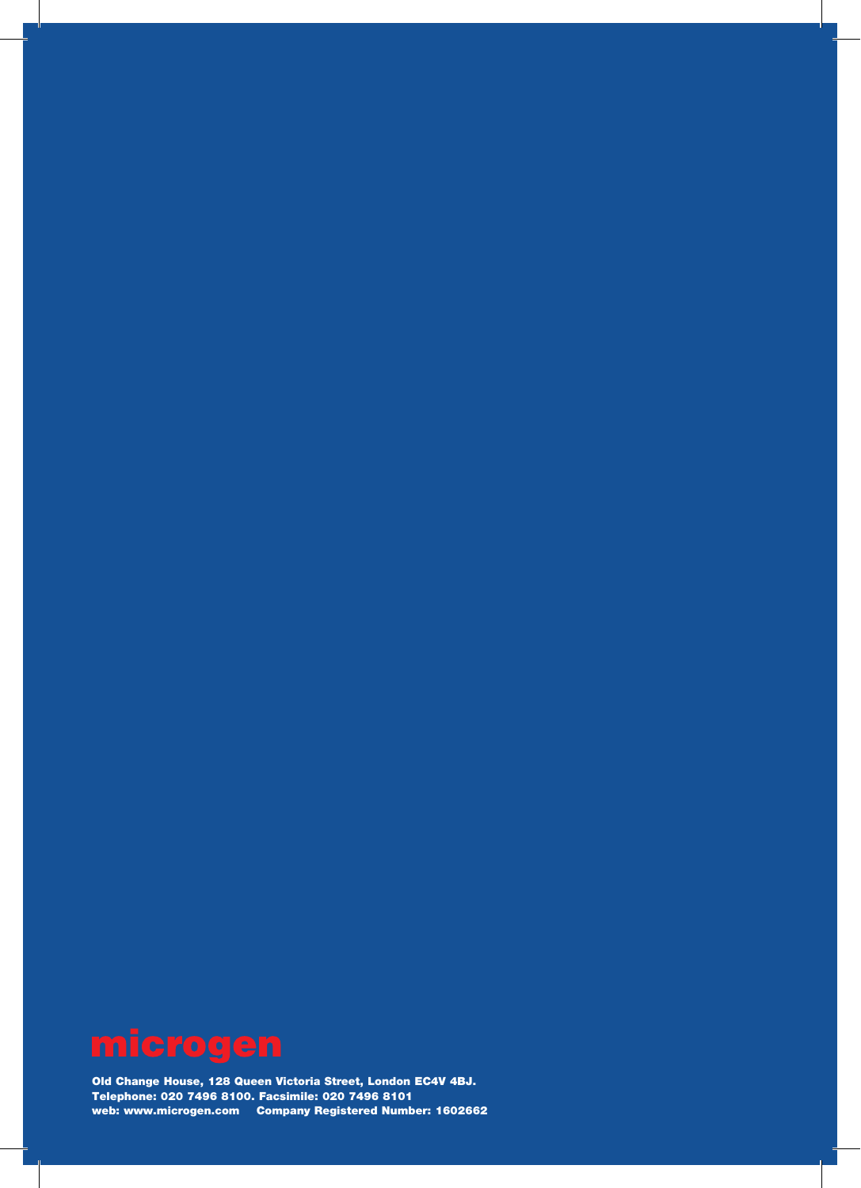**microgen**

**Old Change House, 128 Queen Victoria Street, London EC4V 4BJ.**
**Telephone: 020 7496 8100. Facsimile: 020 7496 8101**
**web: www.microgen.com     Company Registered Number: 1602662**